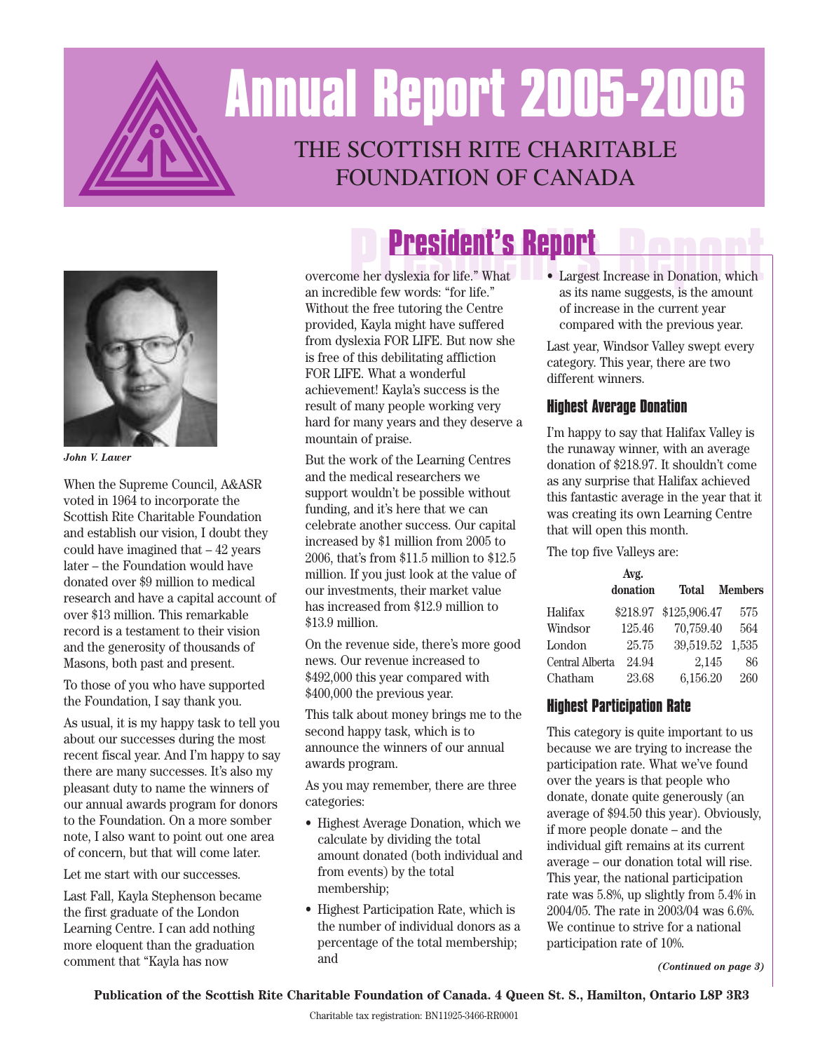# Annual Report 2005-2006

## THE SCOTTISH RITE CHARITABLE FOUNDATION OF CANADA

## President's Report

*John V. Lawer*

When the Supreme Council, A&ASR voted in 1964 to incorporate the Scottish Rite Charitable Foundation and establish our vision, I doubt they could have imagined that – 42 years later – the Foundation would have donated over $9 million to medical research and have a capital account of over $13 million. This remarkable record is a testament to their vision and the generosity of thousands of Masons, both past and present.

To those of you who have supported the Foundation, I say thank you.

As usual, it is my happy task to tell you about our successes during the most recent fiscal year. And I'm happy to say there are many successes. It's also my pleasant duty to name the winners of our annual awards program for donors to the Foundation. On a more somber note, I also want to point out one area of concern, but that will come later.

Let me start with our successes.

Last Fall, Kayla Stephenson became the first graduate of the London Learning Centre. I can add nothing more eloquent than the graduation comment that "Kayla has now overcome her dyslexia for life." What an incredible few words: "for life." Without the free tutoring the Centre provided, Kayla might have suffered from dyslexia FOR LIFE. But now she is free of this debilitating affliction FOR LIFE. What a wonderful achievement! Kayla's success is the result of many people working very hard for many years and they deserve a mountain of praise.

But the work of the Learning Centres and the medical researchers we support wouldn't be possible without funding, and it's here that we can celebrate another success. Our capital increased by $1 million from 2005 to 2006, that's from $11.5 million to $12.5 million. If you just look at the value of our investments, their market value has increased from $12.9 million to $13.9 million.

On the revenue side, there's more good news. Our revenue increased to $492,000 this year compared with $400,000 the previous year.

This talk about money brings me to the second happy task, which is to announce the winners of our annual awards program.

As you may remember, there are three categories:

- Highest Average Donation, which we calculate by dividing the total amount donated (both individual and from events) by the total membership;
- Highest Participation Rate, which is the number of individual donors as a percentage of the total membership; and
- Largest Increase in Donation, which as its name suggests, is the amount of increase in the current year compared with the previous year.

Last year, Windsor Valley swept every category. This year, there are two different winners.

### Highest Average Donation

I'm happy to say that Halifax Valley is the runaway winner, with an average donation of $218.97. It shouldn't come as any surprise that Halifax achieved this fantastic average in the year that it was creating its own Learning Centre that will open this month.

The top five Valleys are:

| | Avg. donation | Total | Members |
|---|---|---|---|
| Halifax | $218.97 | $125,906.47 | 575 |
| Windsor | 125.46 | 70,759.40 | 564 |
| London | 25.75 | 39,519.52 | 1,535 |
| Central Alberta | 24.94 | 2,145 | 86 |
| Chatham | 23.68 | 6,156.20 | 260 |

### Highest Participation Rate

This category is quite important to us because we are trying to increase the participation rate. What we've found over the years is that people who donate, donate quite generously (an average of $94.50 this year). Obviously, if more people donate – and the individual gift remains at its current average – our donation total will rise. This year, the national participation rate was 5.8%, up slightly from 5.4% in 2004/05. The rate in 2003/04 was 6.6%. We continue to strive for a national participation rate of 10%.

*(Continued on page 3)*

**Publication of the Scottish Rite Charitable Foundation of Canada. 4 Queen St. S., Hamilton, Ontario L8P 3R3**

Charitable tax registration: BN11925-3466-RR0001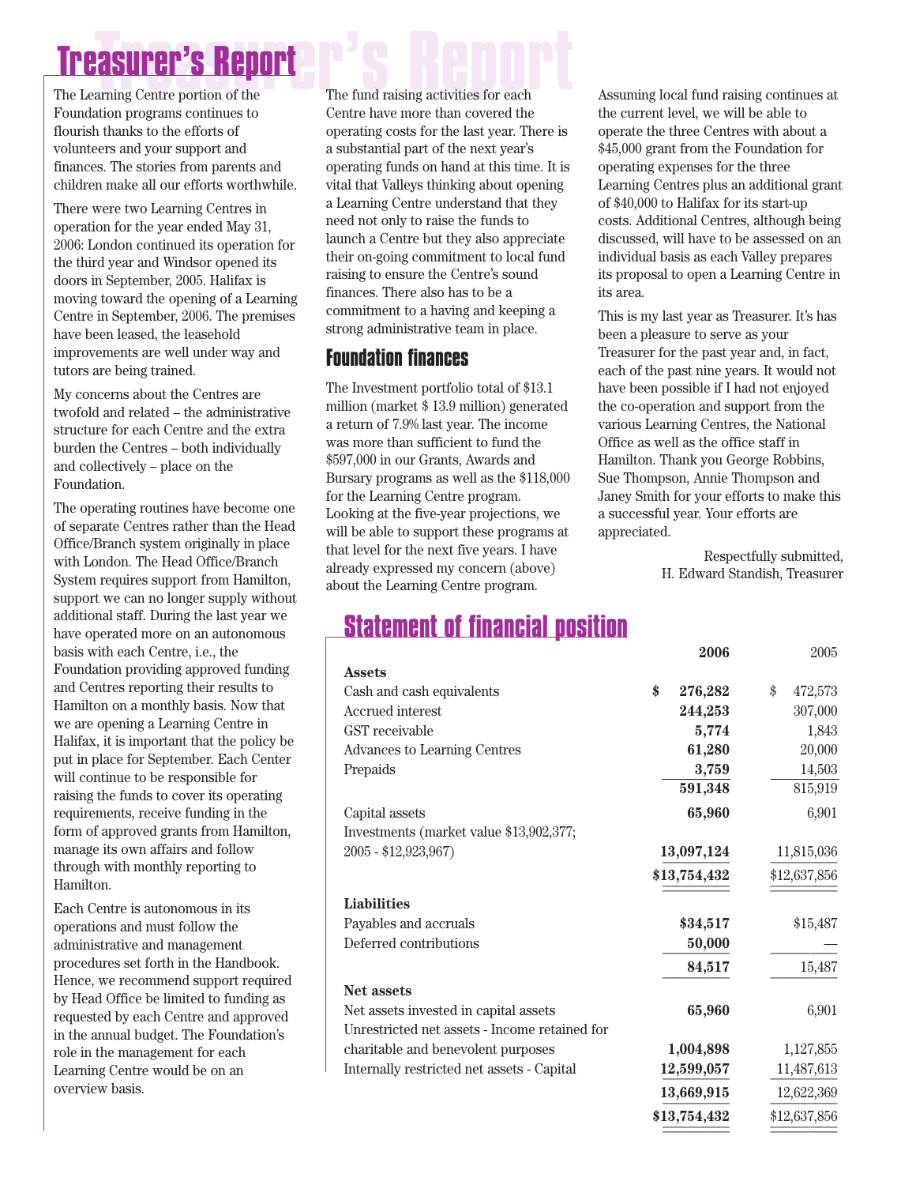# Treasurer's Report

The Learning Centre portion of the Foundation programs continues to flourish thanks to the efforts of volunteers and your support and finances. The stories from parents and children make all our efforts worthwhile.

There were two Learning Centres in operation for the year ended May 31, 2006: London continued its operation for the third year and Windsor opened its doors in September, 2005. Halifax is moving toward the opening of a Learning Centre in September, 2006. The premises have been leased, the leasehold improvements are well under way and tutors are being trained.

My concerns about the Centres are twofold and related – the administrative structure for each Centre and the extra burden the Centres – both individually and collectively – place on the Foundation.

The operating routines have become one of separate Centres rather than the Head Office/Branch system originally in place with London. The Head Office/Branch System requires support from Hamilton, support we can no longer supply without additional staff. During the last year we have operated more on an autonomous basis with each Centre, i.e., the Foundation providing approved funding and Centres reporting their results to Hamilton on a monthly basis. Now that we are opening a Learning Centre in Halifax, it is important that the policy be put in place for September. Each Center will continue to be responsible for raising the funds to cover its operating requirements, receive funding in the form of approved grants from Hamilton, manage its own affairs and follow through with monthly reporting to Hamilton.

Each Centre is autonomous in its operations and must follow the administrative and management procedures set forth in the Handbook. Hence, we recommend support required by Head Office be limited to funding as requested by each Centre and approved in the annual budget. The Foundation's role in the management for each Learning Centre would be on an overview basis.

The fund raising activities for each Centre have more than covered the operating costs for the last year. There is a substantial part of the next year's operating funds on hand at this time. It is vital that Valleys thinking about opening a Learning Centre understand that they need not only to raise the funds to launch a Centre but they also appreciate their on-going commitment to local fund raising to ensure the Centre's sound finances. There also has to be a commitment to a having and keeping a strong administrative team in place.

## Foundation finances

The Investment portfolio total of $13.1 million (market $ 13.9 million) generated a return of 7.9% last year. The income was more than sufficient to fund the $597,000 in our Grants, Awards and Bursary programs as well as the $118,000 for the Learning Centre program. Looking at the five-year projections, we will be able to support these programs at that level for the next five years. I have already expressed my concern (above) about the Learning Centre program.

Assuming local fund raising continues at the current level, we will be able to operate the three Centres with about a $45,000 grant from the Foundation for operating expenses for the three Learning Centres plus an additional grant of $40,000 to Halifax for its start-up costs. Additional Centres, although being discussed, will have to be assessed on an individual basis as each Valley prepares its proposal to open a Learning Centre in its area.

This is my last year as Treasurer. It's has been a pleasure to serve as your Treasurer for the past year and, in fact, each of the past nine years. It would not have been possible if I had not enjoyed the co-operation and support from the various Learning Centres, the National Office as well as the office staff in Hamilton. Thank you George Robbins, Sue Thompson, Annie Thompson and Janey Smith for your efforts to make this a successful year. Your efforts are appreciated.

Respectfully submitted,
H. Edward Standish, Treasurer

## Statement of financial position

| | **2006** | 2005 |
|---|---|---|
| **Assets** | | |
| Cash and cash equivalents | **$ 276,282** | $ 472,573 |
| Accrued interest | **244,253** | 307,000 |
| GST receivable | **5,774** | 1,843 |
| Advances to Learning Centres | **61,280** | 20,000 |
| Prepaids | **3,759** | 14,503 |
| | **591,348** | 815,919 |
| Capital assets | **65,960** | 6,901 |
| Investments (market value $13,902,377; 2005 - $12,923,967) | **13,097,124** | 11,815,036 |
| | **$13,754,432** | $12,637,856 |
| **Liabilities** | | |
| Payables and accruals | **$34,517** | $15,487 |
| Deferred contributions | **50,000** | — |
| | **84,517** | 15,487 |
| **Net assets** | | |
| Net assets invested in capital assets | **65,960** | 6,901 |
| Unrestricted net assets - Income retained for charitable and benevolent purposes | **1,004,898** | 1,127,855 |
| Internally restricted net assets - Capital | **12,599,057** | 11,487,613 |
| | **13,669,915** | 12,622,369 |
| | **$13,754,432** | $12,637,856 |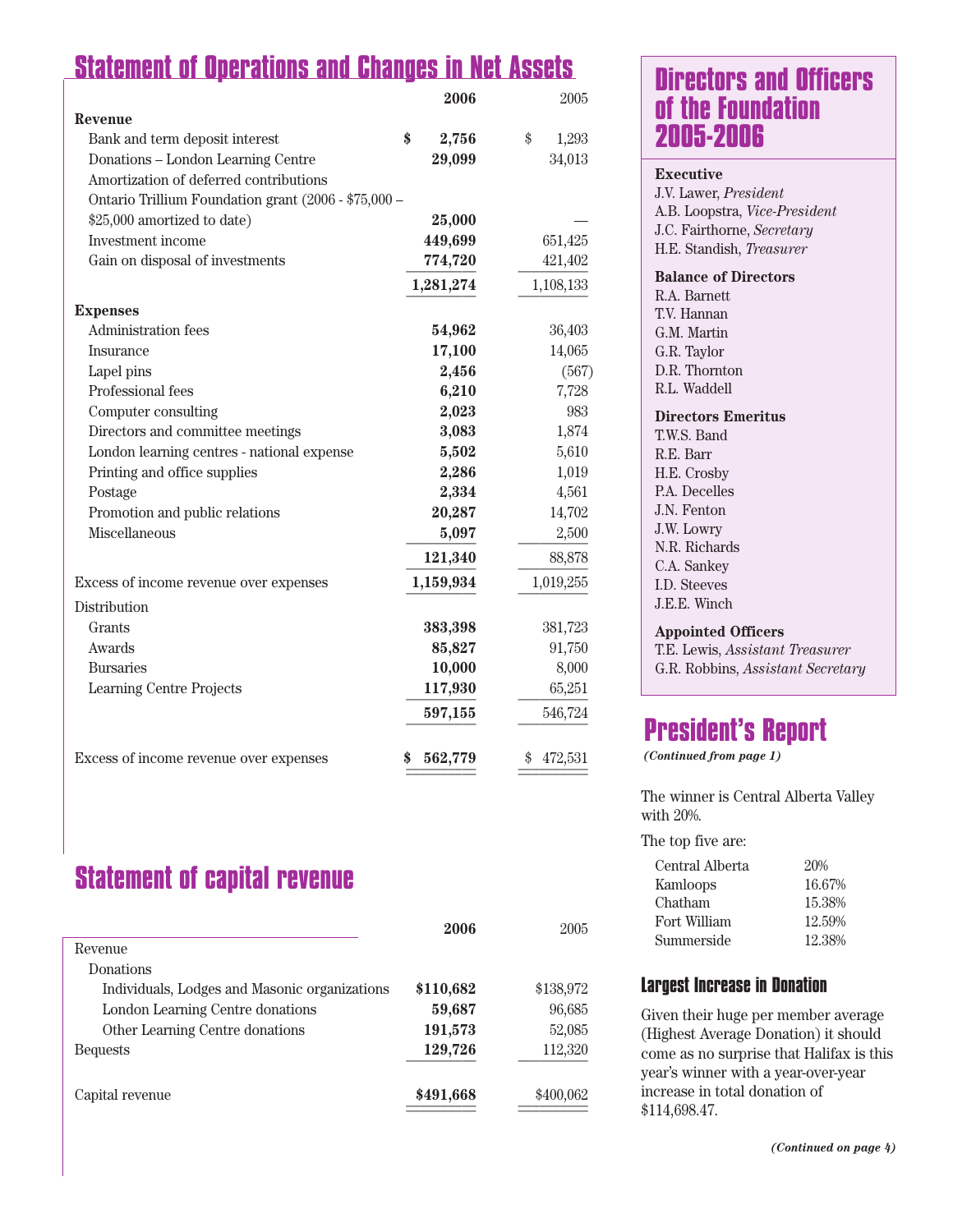## Statement of Operations and Changes in Net Assets

| | 2006 | 2005 |
|---|---|---|
| **Revenue** | | |
| Bank and term deposit interest | **$ 2,756** | $ 1,293 |
| Donations – London Learning Centre | **29,099** | 34,013 |
| Amortization of deferred contributions | | |
| Ontario Trillium Foundation grant (2006 - $75,000 – $25,000 amortized to date) | **25,000** | — |
| Investment income | **449,699** | 651,425 |
| Gain on disposal of investments | **774,720** | 421,402 |
| | **1,281,274** | 1,108,133 |
| **Expenses** | | |
| Administration fees | **54,962** | 36,403 |
| Insurance | **17,100** | 14,065 |
| Lapel pins | **2,456** | (567) |
| Professional fees | **6,210** | 7,728 |
| Computer consulting | **2,023** | 983 |
| Directors and committee meetings | **3,083** | 1,874 |
| London learning centres - national expense | **5,502** | 5,610 |
| Printing and office supplies | **2,286** | 1,019 |
| Postage | **2,334** | 4,561 |
| Promotion and public relations | **20,287** | 14,702 |
| Miscellaneous | **5,097** | 2,500 |
| | **121,340** | 88,878 |
| Excess of income revenue over expenses | **1,159,934** | 1,019,255 |
| Distribution | | |
| Grants | **383,398** | 381,723 |
| Awards | **85,827** | 91,750 |
| Bursaries | **10,000** | 8,000 |
| Learning Centre Projects | **117,930** | 65,251 |
| | **597,155** | 546,724 |
| Excess of income revenue over expenses | **$ 562,779** | $ 472,531 |

## Statement of capital revenue

| | 2006 | 2005 |
|---|---|---|
| Revenue | | |
| Donations | | |
| Individuals, Lodges and Masonic organizations | **$110,682** | $138,972 |
| London Learning Centre donations | **59,687** | 96,685 |
| Other Learning Centre donations | **191,573** | 52,085 |
| Bequests | **129,726** | 112,320 |
| Capital revenue | **$491,668** | $400,062 |

## Directors and Officers of the Foundation 2005-2006

**Executive**
J.V. Lawer, *President*
A.B. Loopstra, *Vice-President*
J.C. Fairthorne, *Secretary*
H.E. Standish, *Treasurer*

**Balance of Directors**
R.A. Barnett
T.V. Hannan
G.M. Martin
G.R. Taylor
D.R. Thornton
R.L. Waddell

**Directors Emeritus**
T.W.S. Band
R.E. Barr
H.E. Crosby
P.A. Decelles
J.N. Fenton
J.W. Lowry
N.R. Richards
C.A. Sankey
I.D. Steeves
J.E.E. Winch

**Appointed Officers**
T.E. Lewis, *Assistant Treasurer*
G.R. Robbins, *Assistant Secretary*

## President's Report

***(Continued from page 1)***

The winner is Central Alberta Valley with 20%.

The top five are:

| | |
|---|---|
| Central Alberta | 20% |
| Kamloops | 16.67% |
| Chatham | 15.38% |
| Fort William | 12.59% |
| Summerside | 12.38% |

### Largest Increase in Donation

Given their huge per member average (Highest Average Donation) it should come as no surprise that Halifax is this year's winner with a year-over-year increase in total donation of $114,698.47.

***(Continued on page 4)***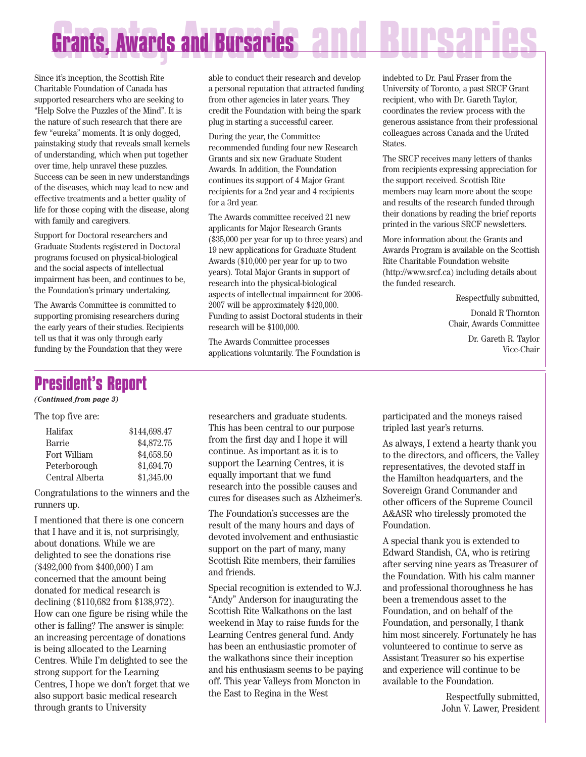# Grants, Awards and Bursaries

Since it's inception, the Scottish Rite Charitable Foundation of Canada has supported researchers who are seeking to "Help Solve the Puzzles of the Mind". It is the nature of such research that there are few "eureka" moments. It is only dogged, painstaking study that reveals small kernels of understanding, which when put together over time, help unravel these puzzles. Success can be seen in new understandings of the diseases, which may lead to new and effective treatments and a better quality of life for those coping with the disease, along with family and caregivers.

Support for Doctoral researchers and Graduate Students registered in Doctoral programs focused on physical-biological and the social aspects of intellectual impairment has been, and continues to be, the Foundation's primary undertaking.

The Awards Committee is committed to supporting promising researchers during the early years of their studies. Recipients tell us that it was only through early funding by the Foundation that they were able to conduct their research and develop a personal reputation that attracted funding from other agencies in later years. They credit the Foundation with being the spark plug in starting a successful career.

During the year, the Committee recommended funding four new Research Grants and six new Graduate Student Awards. In addition, the Foundation continues its support of 4 Major Grant recipients for a 2nd year and 4 recipients for a 3rd year.

The Awards committee received 21 new applicants for Major Research Grants ($35,000 per year for up to three years) and 19 new applications for Graduate Student Awards ($10,000 per year for up to two years). Total Major Grants in support of research into the physical-biological aspects of intellectual impairment for 2006-2007 will be approximately $420,000. Funding to assist Doctoral students in their research will be $100,000.

The Awards Committee processes applications voluntarily. The Foundation is indebted to Dr. Paul Fraser from the University of Toronto, a past SRCF Grant recipient, who with Dr. Gareth Taylor, coordinates the review process with the generous assistance from their professional colleagues across Canada and the United States.

The SRCF receives many letters of thanks from recipients expressing appreciation for the support received. Scottish Rite members may learn more about the scope and results of the research funded through their donations by reading the brief reports printed in the various SRCF newsletters.

More information about the Grants and Awards Program is available on the Scottish Rite Charitable Foundation website (http://www.srcf.ca) including details about the funded research.

Respectfully submitted,

Donald R Thornton
Chair, Awards Committee

Dr. Gareth R. Taylor
Vice-Chair

# President's Report

***(Continued from page 3)***

The top five are:

| | |
|---|---|
| Halifax | $144,698.47 |
| Barrie | $4,872.75 |
| Fort William | $4,658.50 |
| Peterborough | $1,694.70 |
| Central Alberta | $1,345.00 |

Congratulations to the winners and the runners up.

I mentioned that there is one concern that I have and it is, not surprisingly, about donations. While we are delighted to see the donations rise ($492,000 from $400,000) I am concerned that the amount being donated for medical research is declining ($110,682 from $138,972). How can one figure be rising while the other is falling? The answer is simple: an increasing percentage of donations is being allocated to the Learning Centres. While I'm delighted to see the strong support for the Learning Centres, I hope we don't forget that we also support basic medical research through grants to University researchers and graduate students. This has been central to our purpose from the first day and I hope it will continue. As important as it is to support the Learning Centres, it is equally important that we fund research into the possible causes and cures for diseases such as Alzheimer's.

The Foundation's successes are the result of the many hours and days of devoted involvement and enthusiastic support on the part of many, many Scottish Rite members, their families and friends.

Special recognition is extended to W.J. "Andy" Anderson for inaugurating the Scottish Rite Walkathons on the last weekend in May to raise funds for the Learning Centres general fund. Andy has been an enthusiastic promoter of the walkathons since their inception and his enthusiasm seems to be paying off. This year Valleys from Moncton in the East to Regina in the West participated and the moneys raised tripled last year's returns.

As always, I extend a hearty thank you to the directors, and officers, the Valley representatives, the devoted staff in the Hamilton headquarters, and the Sovereign Grand Commander and other officers of the Supreme Council A&ASR who tirelessly promoted the Foundation.

A special thank you is extended to Edward Standish, CA, who is retiring after serving nine years as Treasurer of the Foundation. With his calm manner and professional thoroughness he has been a tremendous asset to the Foundation, and on behalf of the Foundation, and personally, I thank him most sincerely. Fortunately he has volunteered to continue to serve as Assistant Treasurer so his expertise and experience will continue to be available to the Foundation.

Respectfully submitted,
John V. Lawer, President